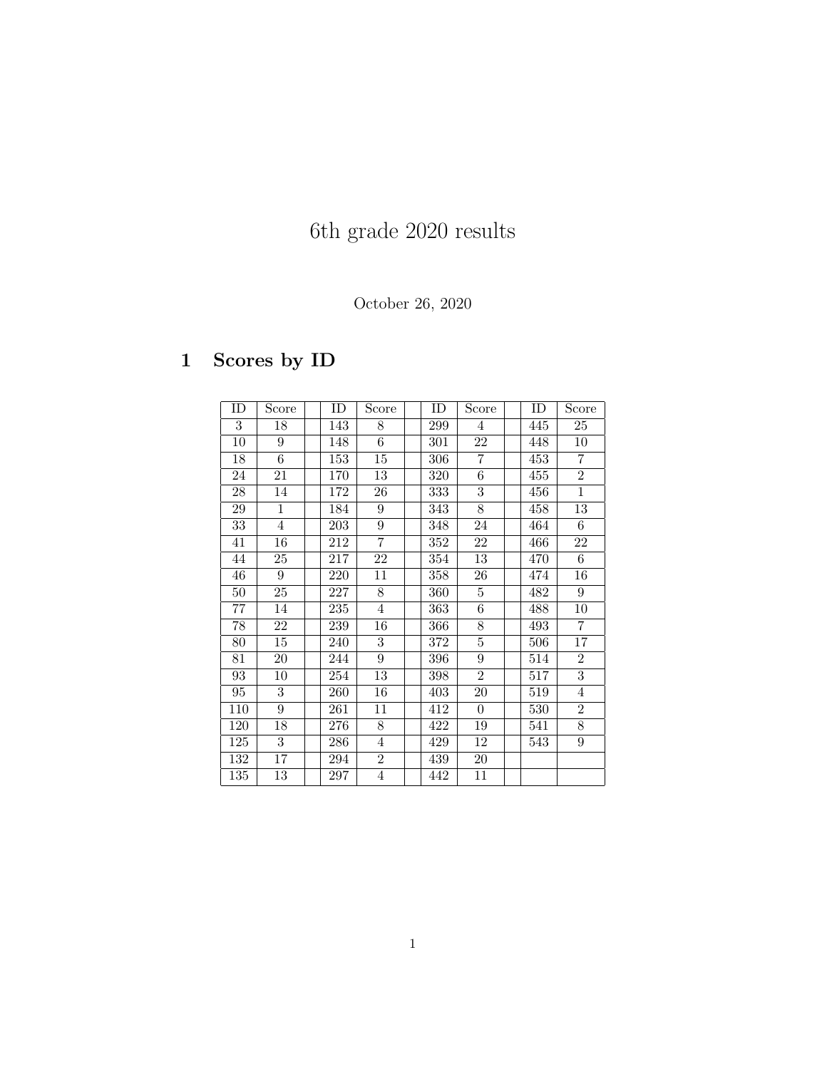# 6th grade 2020 results

October 26, 2020

## 1 Scores by ID

| ID | Score | | ID | Score | | ID | Score | | ID | Score |
|---|---|---|---|---|---|---|---|---|---|---|
| 3 | 18 | | 143 | 8 | | 299 | 4 | | 445 | 25 |
| 10 | 9 | | 148 | 6 | | 301 | 22 | | 448 | 10 |
| 18 | 6 | | 153 | 15 | | 306 | 7 | | 453 | 7 |
| 24 | 21 | | 170 | 13 | | 320 | 6 | | 455 | 2 |
| 28 | 14 | | 172 | 26 | | 333 | 3 | | 456 | 1 |
| 29 | 1 | | 184 | 9 | | 343 | 8 | | 458 | 13 |
| 33 | 4 | | 203 | 9 | | 348 | 24 | | 464 | 6 |
| 41 | 16 | | 212 | 7 | | 352 | 22 | | 466 | 22 |
| 44 | 25 | | 217 | 22 | | 354 | 13 | | 470 | 6 |
| 46 | 9 | | 220 | 11 | | 358 | 26 | | 474 | 16 |
| 50 | 25 | | 227 | 8 | | 360 | 5 | | 482 | 9 |
| 77 | 14 | | 235 | 4 | | 363 | 6 | | 488 | 10 |
| 78 | 22 | | 239 | 16 | | 366 | 8 | | 493 | 7 |
| 80 | 15 | | 240 | 3 | | 372 | 5 | | 506 | 17 |
| 81 | 20 | | 244 | 9 | | 396 | 9 | | 514 | 2 |
| 93 | 10 | | 254 | 13 | | 398 | 2 | | 517 | 3 |
| 95 | 3 | | 260 | 16 | | 403 | 20 | | 519 | 4 |
| 110 | 9 | | 261 | 11 | | 412 | 0 | | 530 | 2 |
| 120 | 18 | | 276 | 8 | | 422 | 19 | | 541 | 8 |
| 125 | 3 | | 286 | 4 | | 429 | 12 | | 543 | 9 |
| 132 | 17 | | 294 | 2 | | 439 | 20 | | | |
| 135 | 13 | | 297 | 4 | | 442 | 11 | | | |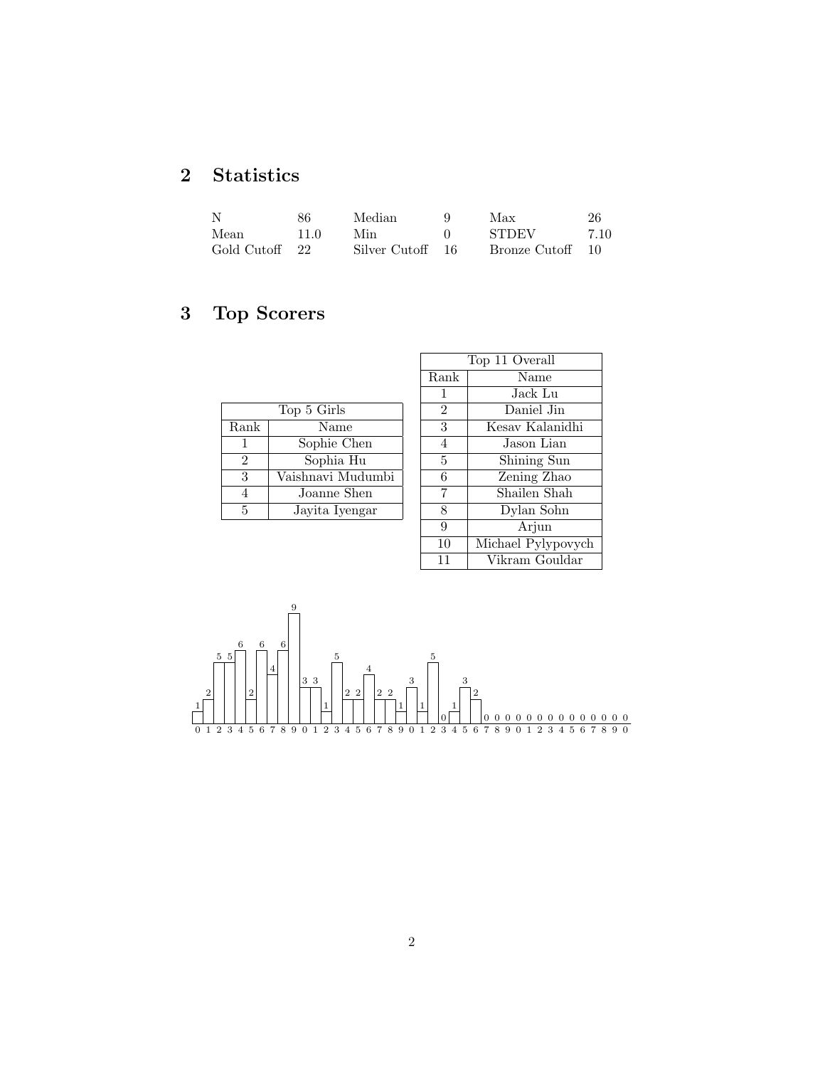## 2 Statistics

| | | | | | |
|---|---|---|---|---|---|
| N | 86 | Median | 9 | Max | 26 |
| Mean | 11.0 | Min | 0 | STDEV | 7.10 |
| Gold Cutoff | 22 | Silver Cutoff | 16 | Bronze Cutoff | 10 |

## 3 Top Scorers

| Top 5 Girls | |
|---|---|
| Rank | Name |
| 1 | Sophie Chen |
| 2 | Sophia Hu |
| 3 | Vaishnavi Mudumbi |
| 4 | Joanne Shen |
| 5 | Jayita Iyengar |

| Top 11 Overall | |
|---|---|
| Rank | Name |
| 1 | Jack Lu |
| 2 | Daniel Jin |
| 3 | Kesav Kalanidhi |
| 4 | Jason Lian |
| 5 | Shining Sun |
| 6 | Zening Zhao |
| 7 | Shailen Shah |
| 8 | Dylan Sohn |
| 9 | Arjun |
| 10 | Michael Pylypovych |
| 11 | Vikram Gouldar |

1 2 5 5 6 2 6 4 6 9 3 3 1 5 2 2 4 2 2 1 3 1 5 0 1 3 2 0 0 0 0 0 0 0 0 0 0 0 0 0 0

0 1 2 3 4 5 6 7 8 9 0 1 2 3 4 5 6 7 8 9 0 1 2 3 4 5 6 7 8 9 0 1 2 3 4 5 6 7 8 9 0